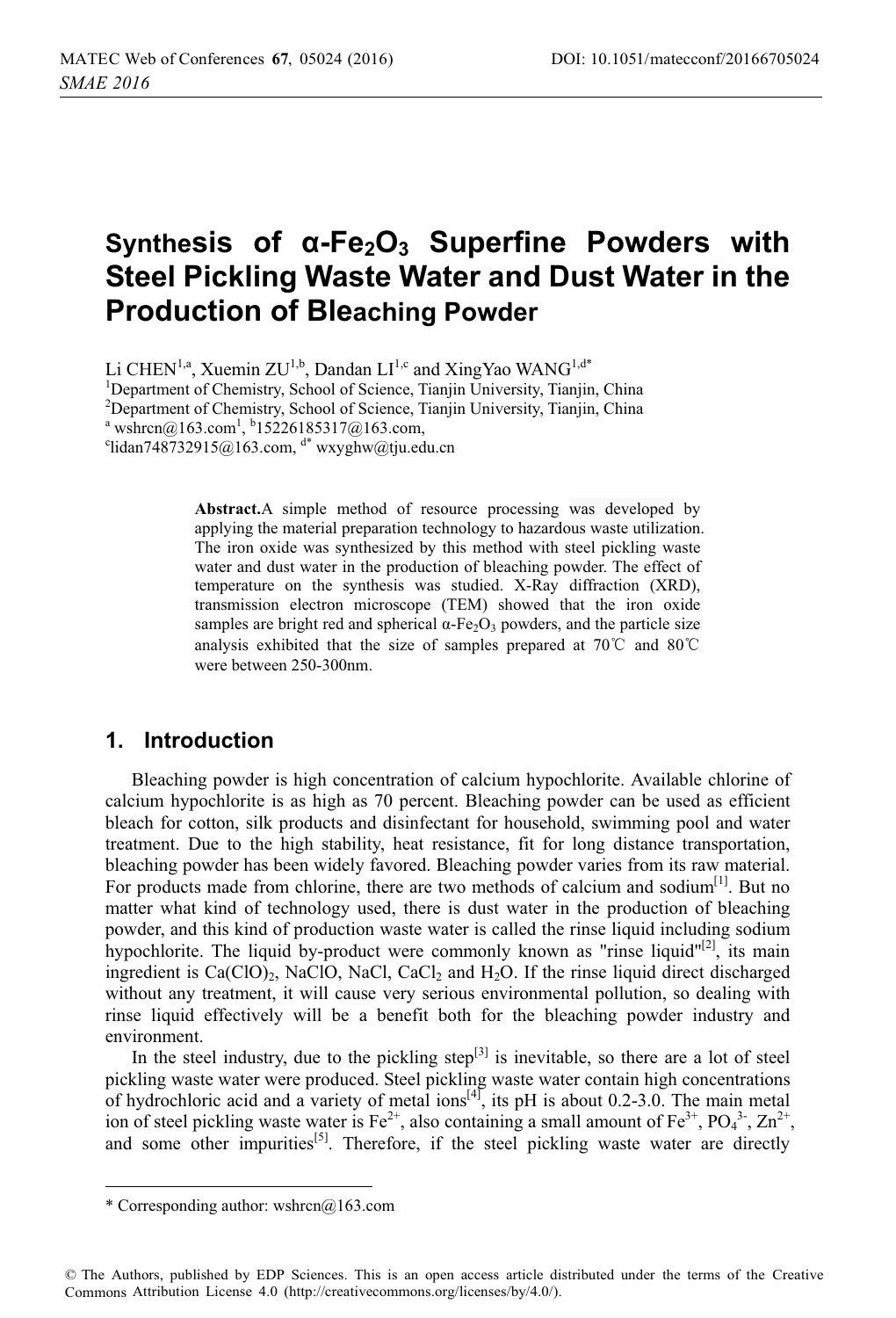# Synthesis of α-$Fe_2O_3$ Superfine Powders with Steel Pickling Waste Water and Dust Water in the Production of Bleaching Powder

Li CHEN[1,a], Xuemin ZU[1,b], Dandan LI[1,c] and XingYao WANG[1,d*]

[1]Department of Chemistry, School of Science, Tianjin University, Tianjin, China

[2]Department of Chemistry, School of Science, Tianjin University, Tianjin, China

[a] wshrcn@163.com[1], [b]15226185317@163.com,

[c]lidan748732915@163.com, [d*] wxyghw@tju.edu.cn

**Abstract.**A simple method of resource processing was developed by applying the material preparation technology to hazardous waste utilization. The iron oxide was synthesized by this method with steel pickling waste water and dust water in the production of bleaching powder. The effect of temperature on the synthesis was studied. X-Ray diffraction (XRD), transmission electron microscope (TEM) showed that the iron oxide samples are bright red and spherical α-$Fe_2O_3$ powders, and the particle size analysis exhibited that the size of samples prepared at 70℃ and 80℃ were between 250-300nm.

## 1. Introduction

Bleaching powder is high concentration of calcium hypochlorite. Available chlorine of calcium hypochlorite is as high as 70 percent. Bleaching powder can be used as efficient bleach for cotton, silk products and disinfectant for household, swimming pool and water treatment. Due to the high stability, heat resistance, fit for long distance transportation, bleaching powder has been widely favored. Bleaching powder varies from its raw material. For products made from chlorine, there are two methods of calcium and sodium[1]. But no matter what kind of technology used, there is dust water in the production of bleaching powder, and this kind of production waste water is called the rinse liquid including sodium hypochlorite. The liquid by-product were commonly known as "rinse liquid"[2], its main ingredient is $Ca(ClO)_2$, NaClO, NaCl, $CaCl_2$ and $H_2O$. If the rinse liquid direct discharged without any treatment, it will cause very serious environmental pollution, so dealing with rinse liquid effectively will be a benefit both for the bleaching powder industry and environment.

In the steel industry, due to the pickling step[3] is inevitable, so there are a lot of steel pickling waste water were produced. Steel pickling waste water contain high concentrations of hydrochloric acid and a variety of metal ions[4], its pH is about 0.2-3.0. The main metal ion of steel pickling waste water is $Fe^{2+}$, also containing a small amount of $Fe^{3+}$, $PO_4^{3-}$, $Zn^{2+}$, and some other impurities[5]. Therefore, if the steel pickling waste water are directly

* Corresponding author: wshrcn@163.com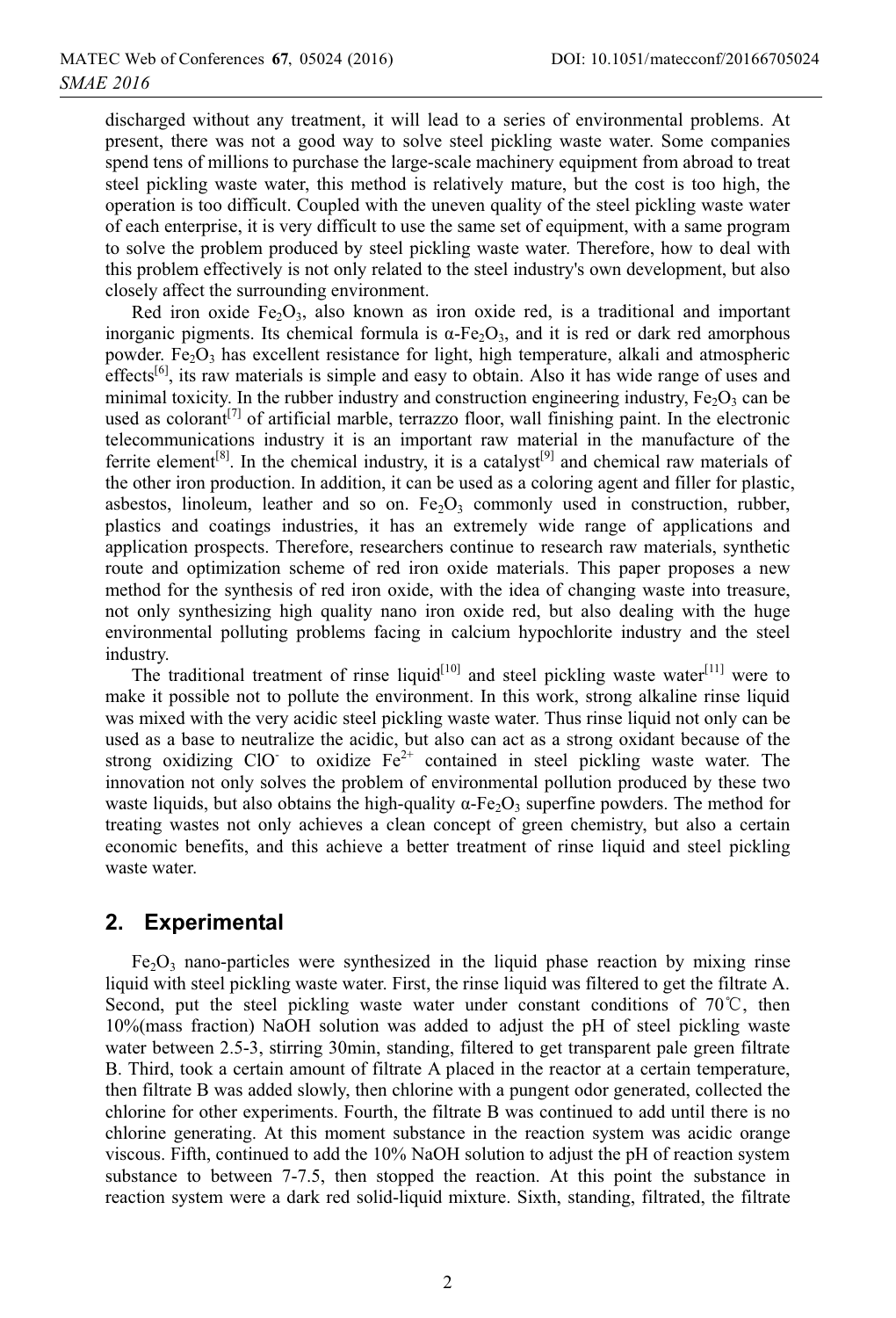discharged without any treatment, it will lead to a series of environmental problems. At present, there was not a good way to solve steel pickling waste water. Some companies spend tens of millions to purchase the large-scale machinery equipment from abroad to treat steel pickling waste water, this method is relatively mature, but the cost is too high, the operation is too difficult. Coupled with the uneven quality of the steel pickling waste water of each enterprise, it is very difficult to use the same set of equipment, with a same program to solve the problem produced by steel pickling waste water. Therefore, how to deal with this problem effectively is not only related to the steel industry's own development, but also closely affect the surrounding environment.

Red iron oxide $Fe_2O_3$, also known as iron oxide red, is a traditional and important inorganic pigments. Its chemical formula is $\alpha$-$Fe_2O_3$, and it is red or dark red amorphous powder. $Fe_2O_3$ has excellent resistance for light, high temperature, alkali and atmospheric effects[6], its raw materials is simple and easy to obtain. Also it has wide range of uses and minimal toxicity. In the rubber industry and construction engineering industry, $Fe_2O_3$ can be used as colorant[7] of artificial marble, terrazzo floor, wall finishing paint. In the electronic telecommunications industry it is an important raw material in the manufacture of the ferrite element[8]. In the chemical industry, it is a catalyst[9] and chemical raw materials of the other iron production. In addition, it can be used as a coloring agent and filler for plastic, asbestos, linoleum, leather and so on. $Fe_2O_3$ commonly used in construction, rubber, plastics and coatings industries, it has an extremely wide range of applications and application prospects. Therefore, researchers continue to research raw materials, synthetic route and optimization scheme of red iron oxide materials. This paper proposes a new method for the synthesis of red iron oxide, with the idea of changing waste into treasure, not only synthesizing high quality nano iron oxide red, but also dealing with the huge environmental polluting problems facing in calcium hypochlorite industry and the steel industry.

The traditional treatment of rinse liquid[10] and steel pickling waste water[11] were to make it possible not to pollute the environment. In this work, strong alkaline rinse liquid was mixed with the very acidic steel pickling waste water. Thus rinse liquid not only can be used as a base to neutralize the acidic, but also can act as a strong oxidant because of the strong oxidizing $ClO^-$ to oxidize $Fe^{2+}$ contained in steel pickling waste water. The innovation not only solves the problem of environmental pollution produced by these two waste liquids, but also obtains the high-quality $\alpha$-$Fe_2O_3$ superfine powders. The method for treating wastes not only achieves a clean concept of green chemistry, but also a certain economic benefits, and this achieve a better treatment of rinse liquid and steel pickling waste water.

## 2. Experimental

$Fe_2O_3$ nano-particles were synthesized in the liquid phase reaction by mixing rinse liquid with steel pickling waste water. First, the rinse liquid was filtered to get the filtrate A. Second, put the steel pickling waste water under constant conditions of 70℃, then 10%(mass fraction) NaOH solution was added to adjust the pH of steel pickling waste water between 2.5-3, stirring 30min, standing, filtered to get transparent pale green filtrate B. Third, took a certain amount of filtrate A placed in the reactor at a certain temperature, then filtrate B was added slowly, then chlorine with a pungent odor generated, collected the chlorine for other experiments. Fourth, the filtrate B was continued to add until there is no chlorine generating. At this moment substance in the reaction system was acidic orange viscous. Fifth, continued to add the 10% NaOH solution to adjust the pH of reaction system substance to between 7-7.5, then stopped the reaction. At this point the substance in reaction system were a dark red solid-liquid mixture. Sixth, standing, filtrated, the filtrate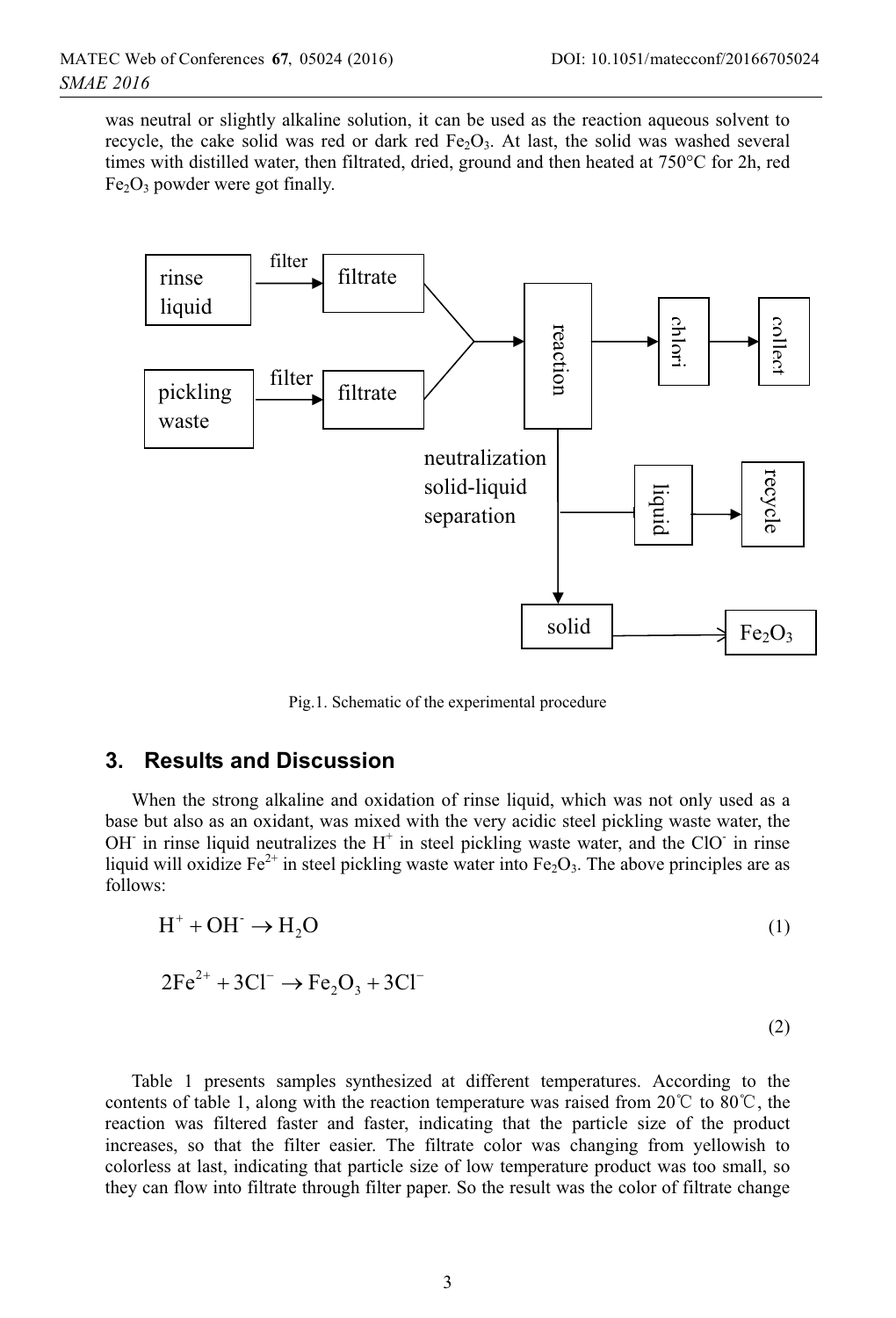was neutral or slightly alkaline solution, it can be used as the reaction aqueous solvent to recycle, the cake solid was red or dark red $Fe_2O_3$. At last, the solid was washed several times with distilled water, then filtrated, dried, ground and then heated at 750°C for 2h, red $Fe_2O_3$ powder were got finally.

rinse liquid → filter → filtrate; pickling waste → filter → filtrate; both filtrates → reaction → chlori → collect; reaction → neutralization solid-liquid separation → liquid → recycle; → solid → $Fe_2O_3$

Pig.1. Schematic of the experimental procedure

## 3. Results and Discussion

When the strong alkaline and oxidation of rinse liquid, which was not only used as a base but also as an oxidant, was mixed with the very acidic steel pickling waste water, the $OH^-$ in rinse liquid neutralizes the $H^+$ in steel pickling waste water, and the $ClO^-$ in rinse liquid will oxidize $Fe^{2+}$ in steel pickling waste water into $Fe_2O_3$. The above principles are as follows:

$$H^+ + OH^- \rightarrow H_2O \tag{1}$$

$$2Fe^{2+} + 3Cl^- \rightarrow Fe_2O_3 + 3Cl^- \tag{2}$$

Table 1 presents samples synthesized at different temperatures. According to the contents of table 1, along with the reaction temperature was raised from 20℃ to 80℃, the reaction was filtered faster and faster, indicating that the particle size of the product increases, so that the filter easier. The filtrate color was changing from yellowish to colorless at last, indicating that particle size of low temperature product was too small, so they can flow into filtrate through filter paper. So the result was the color of filtrate change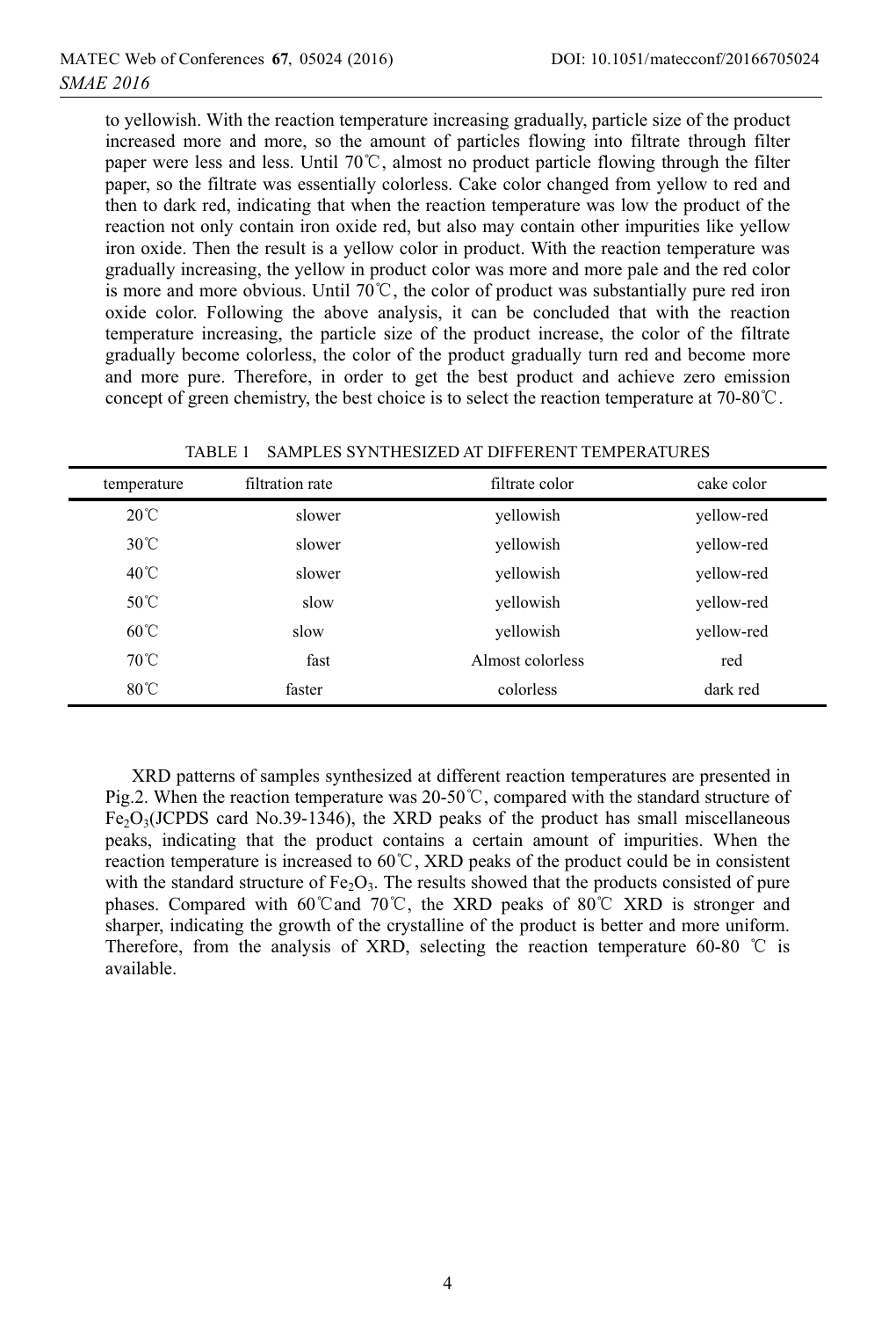to yellowish. With the reaction temperature increasing gradually, particle size of the product increased more and more, so the amount of particles flowing into filtrate through filter paper were less and less. Until 70℃, almost no product particle flowing through the filter paper, so the filtrate was essentially colorless. Cake color changed from yellow to red and then to dark red, indicating that when the reaction temperature was low the product of the reaction not only contain iron oxide red, but also may contain other impurities like yellow iron oxide. Then the result is a yellow color in product. With the reaction temperature was gradually increasing, the yellow in product color was more and more pale and the red color is more and more obvious. Until 70℃, the color of product was substantially pure red iron oxide color. Following the above analysis, it can be concluded that with the reaction temperature increasing, the particle size of the product increase, the color of the filtrate gradually become colorless, the color of the product gradually turn red and become more and more pure. Therefore, in order to get the best product and achieve zero emission concept of green chemistry, the best choice is to select the reaction temperature at 70-80℃.

TABLE 1 SAMPLES SYNTHESIZED AT DIFFERENT TEMPERATURES

| temperature | filtration rate | filtrate color | cake color |
|---|---|---|---|
| 20℃ | slower | yellowish | yellow-red |
| 30℃ | slower | yellowish | yellow-red |
| 40℃ | slower | yellowish | yellow-red |
| 50℃ | slow | yellowish | yellow-red |
| 60℃ | slow | yellowish | yellow-red |
| 70℃ | fast | Almost colorless | red |
| 80℃ | faster | colorless | dark red |

XRD patterns of samples synthesized at different reaction temperatures are presented in Pig.2. When the reaction temperature was 20-50℃, compared with the standard structure of $Fe_2O_3$(JCPDS card No.39-1346), the XRD peaks of the product has small miscellaneous peaks, indicating that the product contains a certain amount of impurities. When the reaction temperature is increased to 60℃, XRD peaks of the product could be in consistent with the standard structure of $Fe_2O_3$. The results showed that the products consisted of pure phases. Compared with 60℃and 70℃, the XRD peaks of 80℃ XRD is stronger and sharper, indicating the growth of the crystalline of the product is better and more uniform. Therefore, from the analysis of XRD, selecting the reaction temperature 60-80 ℃ is available.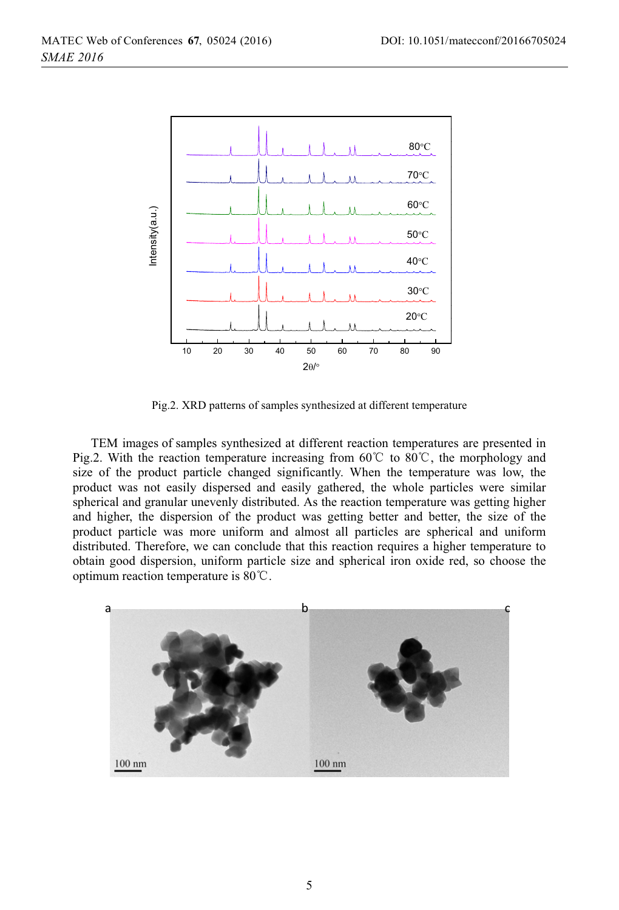Pig.2. XRD patterns of samples synthesized at different temperature

TEM images of samples synthesized at different reaction temperatures are presented in Pig.2. With the reaction temperature increasing from 60℃ to 80℃, the morphology and size of the product particle changed significantly. When the temperature was low, the product was not easily dispersed and easily gathered, the whole particles were similar spherical and granular unevenly distributed. As the reaction temperature was getting higher and higher, the dispersion of the product was getting better and better, the size of the product particle was more uniform and almost all particles are spherical and uniform distributed. Therefore, we can conclude that this reaction requires a higher temperature to obtain good dispersion, uniform particle size and spherical iron oxide red, so choose the optimum reaction temperature is 80℃.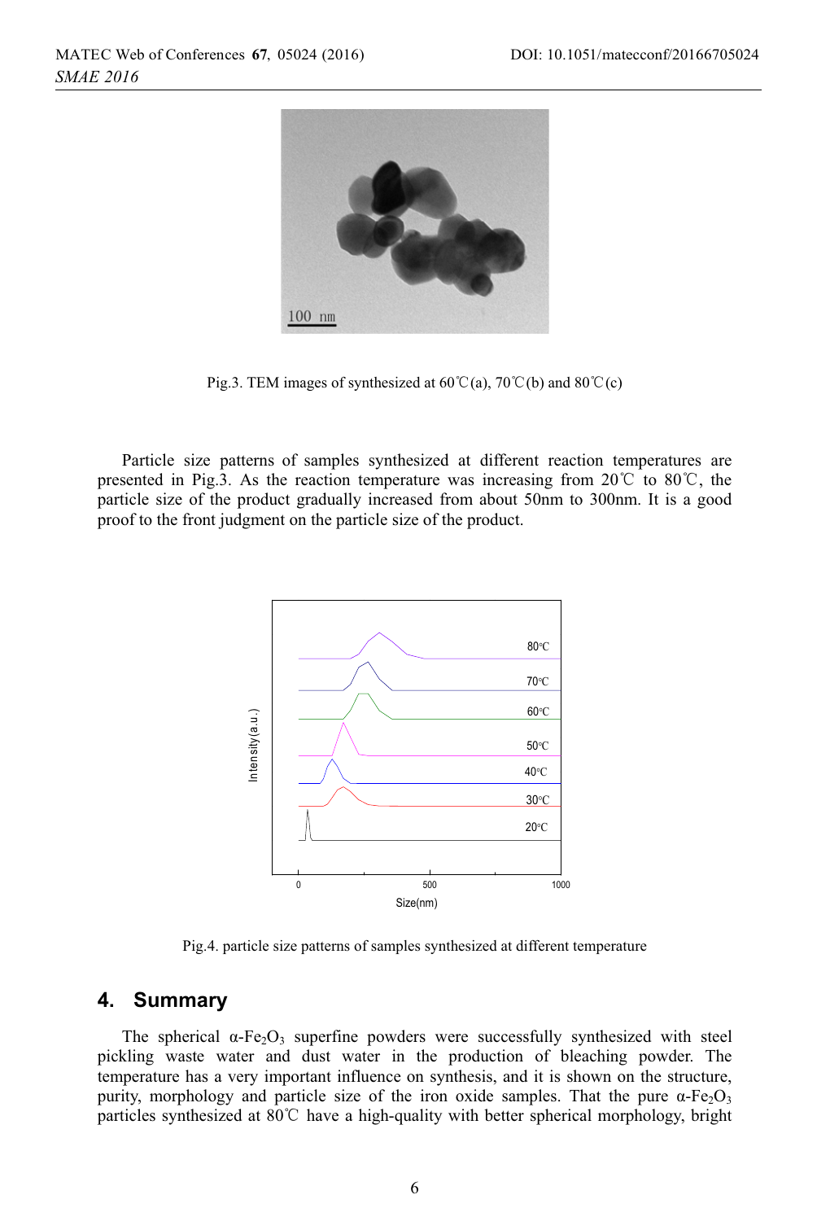Pig.3. TEM images of synthesized at 60℃(a), 70℃(b) and 80℃(c)

Particle size patterns of samples synthesized at different reaction temperatures are presented in Pig.3. As the reaction temperature was increasing from 20℃ to 80℃, the particle size of the product gradually increased from about 50nm to 300nm. It is a good proof to the front judgment on the particle size of the product.

Pig.4. particle size patterns of samples synthesized at different temperature

## 4. Summary

The spherical α-$Fe_2O_3$ superfine powders were successfully synthesized with steel pickling waste water and dust water in the production of bleaching powder. The temperature has a very important influence on synthesis, and it is shown on the structure, purity, morphology and particle size of the iron oxide samples. That the pure α-$Fe_2O_3$ particles synthesized at 80℃ have a high-quality with better spherical morphology, bright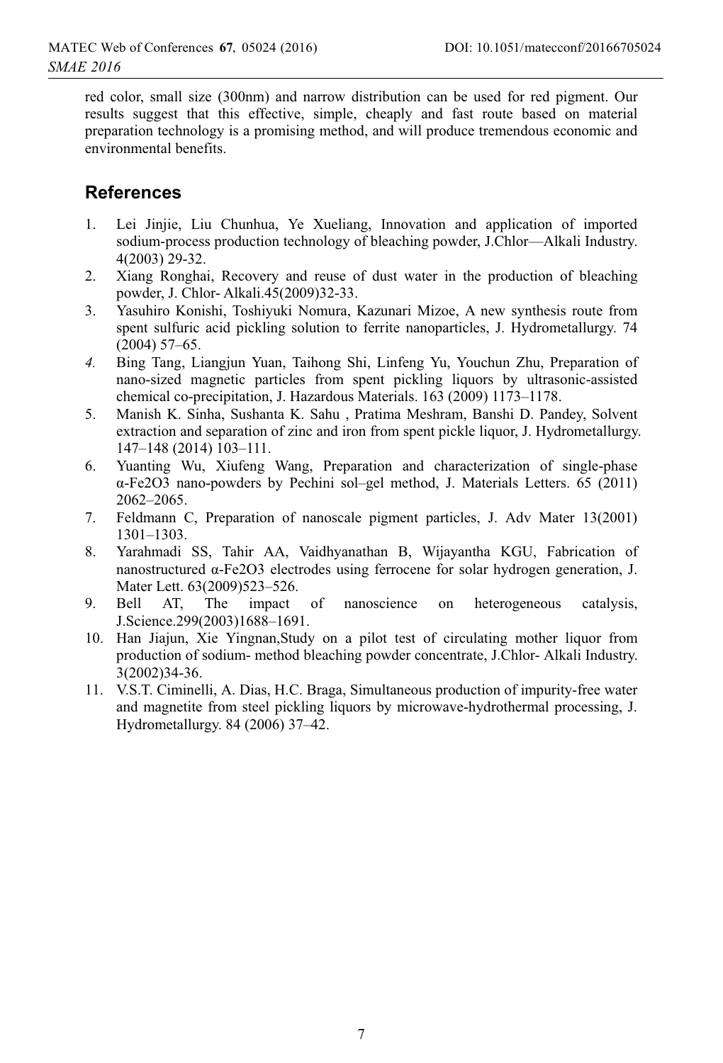red color, small size (300nm) and narrow distribution can be used for red pigment. Our results suggest that this effective, simple, cheaply and fast route based on material preparation technology is a promising method, and will produce tremendous economic and environmental benefits.

## References

1. Lei Jinjie, Liu Chunhua, Ye Xueliang, Innovation and application of imported sodium-process production technology of bleaching powder, J.Chlor—Alkali Industry. 4(2003) 29-32.
2. Xiang Ronghai, Recovery and reuse of dust water in the production of bleaching powder, J. Chlor- Alkali.45(2009)32-33.
3. Yasuhiro Konishi, Toshiyuki Nomura, Kazunari Mizoe, A new synthesis route from spent sulfuric acid pickling solution to ferrite nanoparticles, J. Hydrometallurgy. 74 (2004) 57–65.
4. Bing Tang, Liangjun Yuan, Taihong Shi, Linfeng Yu, Youchun Zhu, Preparation of nano-sized magnetic particles from spent pickling liquors by ultrasonic-assisted chemical co-precipitation, J. Hazardous Materials. 163 (2009) 1173–1178.
5. Manish K. Sinha, Sushanta K. Sahu , Pratima Meshram, Banshi D. Pandey, Solvent extraction and separation of zinc and iron from spent pickle liquor, J. Hydrometallurgy. 147–148 (2014) 103–111.
6. Yuanting Wu, Xiufeng Wang, Preparation and characterization of single-phase α-$Fe_2O_3$ nano-powders by Pechini sol–gel method, J. Materials Letters. 65 (2011) 2062–2065.
7. Feldmann C, Preparation of nanoscale pigment particles, J. Adv Mater 13(2001) 1301–1303.
8. Yarahmadi SS, Tahir AA, Vaidhyanathan B, Wijayantha KGU, Fabrication of nanostructured α-$Fe_2O_3$ electrodes using ferrocene for solar hydrogen generation, J. Mater Lett. 63(2009)523–526.
9. Bell AT, The impact of nanoscience on heterogeneous catalysis, J.Science.299(2003)1688–1691.
10. Han Jiajun, Xie Yingnan,Study on a pilot test of circulating mother liquor from production of sodium- method bleaching powder concentrate, J.Chlor- Alkali Industry. 3(2002)34-36.
11. V.S.T. Ciminelli, A. Dias, H.C. Braga, Simultaneous production of impurity-free water and magnetite from steel pickling liquors by microwave-hydrothermal processing, J. Hydrometallurgy. 84 (2006) 37–42.